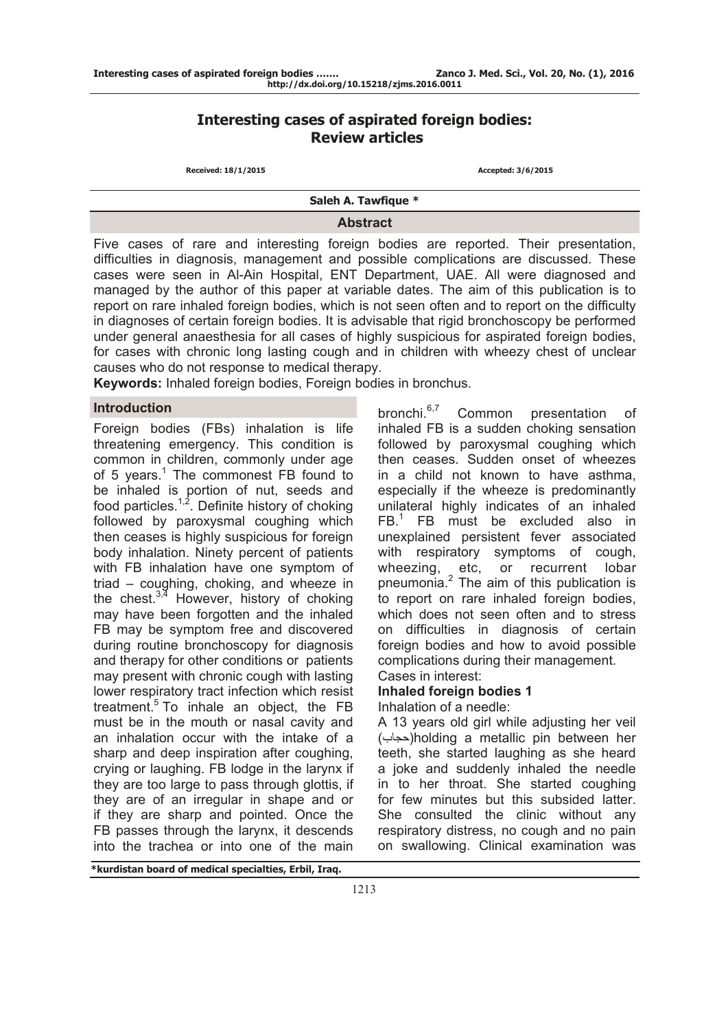# Interesting cases of aspirated foreign bodies: Review articles

Received: 18/1/2015 Accepted: 3/6/2015

**Saleh A. Tawfique ***

## Abstract

Five cases of rare and interesting foreign bodies are reported. Their presentation, difficulties in diagnosis, management and possible complications are discussed. These cases were seen in Al-Ain Hospital, ENT Department, UAE. All were diagnosed and managed by the author of this paper at variable dates. The aim of this publication is to report on rare inhaled foreign bodies, which is not seen often and to report on the difficulty in diagnoses of certain foreign bodies. It is advisable that rigid bronchoscopy be performed under general anaesthesia for all cases of highly suspicious for aspirated foreign bodies, for cases with chronic long lasting cough and in children with wheezy chest of unclear causes who do not response to medical therapy.

**Keywords:** Inhaled foreign bodies, Foreign bodies in bronchus.

## Introduction

Foreign bodies (FBs) inhalation is life threatening emergency. This condition is common in children, commonly under age of 5 years.[1] The commonest FB found to be inhaled is portion of nut, seeds and food particles.[1,2]. Definite history of choking followed by paroxysmal coughing which then ceases is highly suspicious for foreign body inhalation. Ninety percent of patients with FB inhalation have one symptom of triad – coughing, choking, and wheeze in the chest.[3,4] However, history of choking may have been forgotten and the inhaled FB may be symptom free and discovered during routine bronchoscopy for diagnosis and therapy for other conditions or patients may present with chronic cough with lasting lower respiratory tract infection which resist treatment.[5] To inhale an object, the FB must be in the mouth or nasal cavity and an inhalation occur with the intake of a sharp and deep inspiration after coughing, crying or laughing. FB lodge in the larynx if they are too large to pass through glottis, if they are of an irregular in shape and or if they are sharp and pointed. Once the FB passes through the larynx, it descends into the trachea or into one of the main bronchi.[6,7] Common presentation of inhaled FB is a sudden choking sensation followed by paroxysmal coughing which then ceases. Sudden onset of wheezes in a child not known to have asthma, especially if the wheeze is predominantly unilateral highly indicates of an inhaled FB.[1] FB must be excluded also in unexplained persistent fever associated with respiratory symptoms of cough, wheezing, etc, or recurrent lobar pneumonia.[2] The aim of this publication is to report on rare inhaled foreign bodies, which does not seen often and to stress on difficulties in diagnosis of certain foreign bodies and how to avoid possible complications during their management.

Cases in interest:

### Inhaled foreign bodies 1

Inhalation of a needle:

A 13 years old girl while adjusting her veil (حجاب)holding a metallic pin between her teeth, she started laughing as she heard a joke and suddenly inhaled the needle in to her throat. She started coughing for few minutes but this subsided latter. She consulted the clinic without any respiratory distress, no cough and no pain on swallowing. Clinical examination was

*kurdistan board of medical specialties, Erbil, Iraq.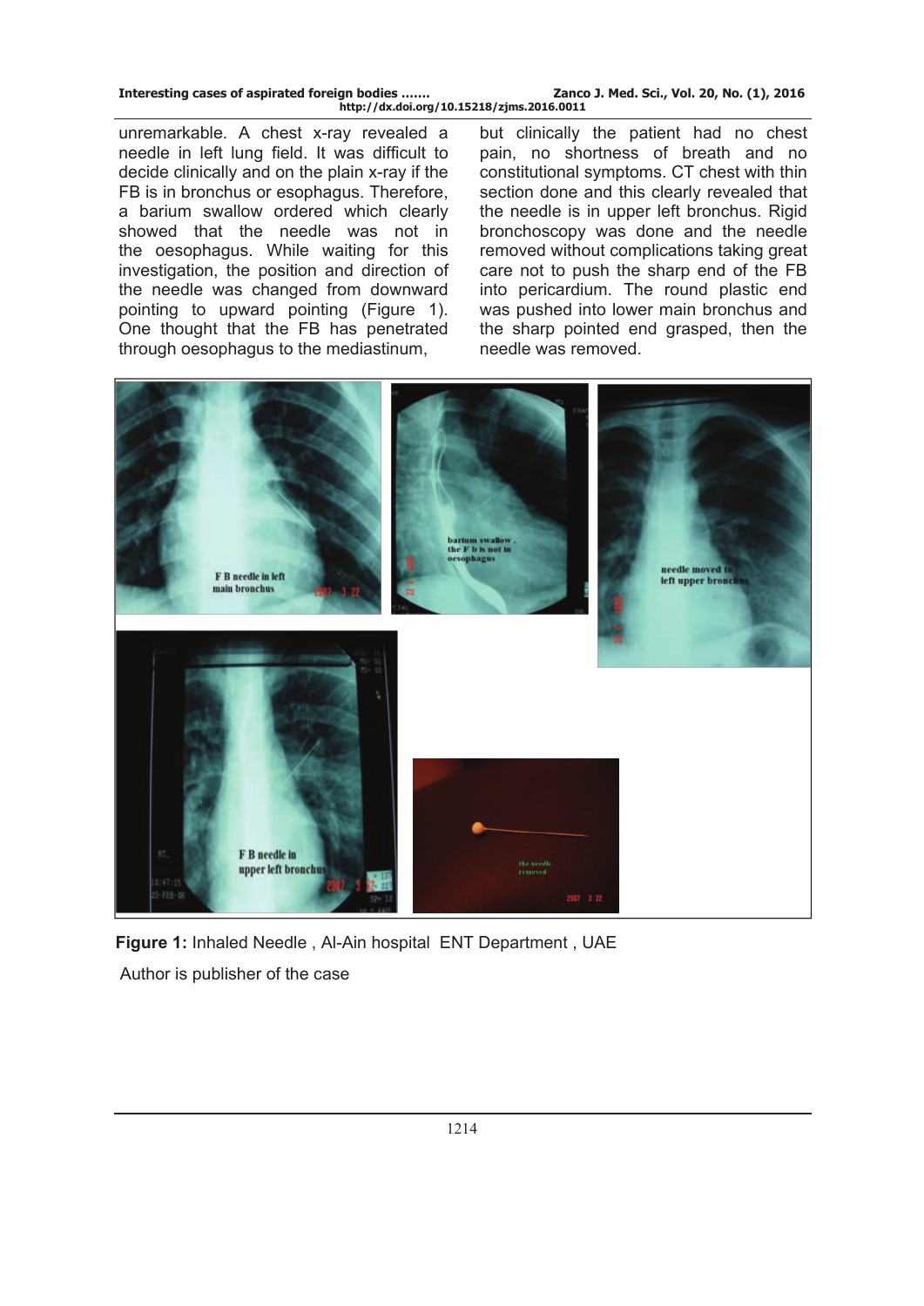unremarkable. A chest x-ray revealed a needle in left lung field. It was difficult to decide clinically and on the plain x-ray if the FB is in bronchus or esophagus. Therefore, a barium swallow ordered which clearly showed that the needle was not in the oesophagus. While waiting for this investigation, the position and direction of the needle was changed from downward pointing to upward pointing (Figure 1). One thought that the FB has penetrated through oesophagus to the mediastinum, but clinically the patient had no chest pain, no shortness of breath and no constitutional symptoms. CT chest with thin section done and this clearly revealed that the needle is in upper left bronchus. Rigid bronchoscopy was done and the needle removed without complications taking great care not to push the sharp end of the FB into pericardium. The round plastic end was pushed into lower main bronchus and the sharp pointed end grasped, then the needle was removed.

**Figure 1:** Inhaled Needle , Al-Ain hospital ENT Department , UAE

Author is publisher of the case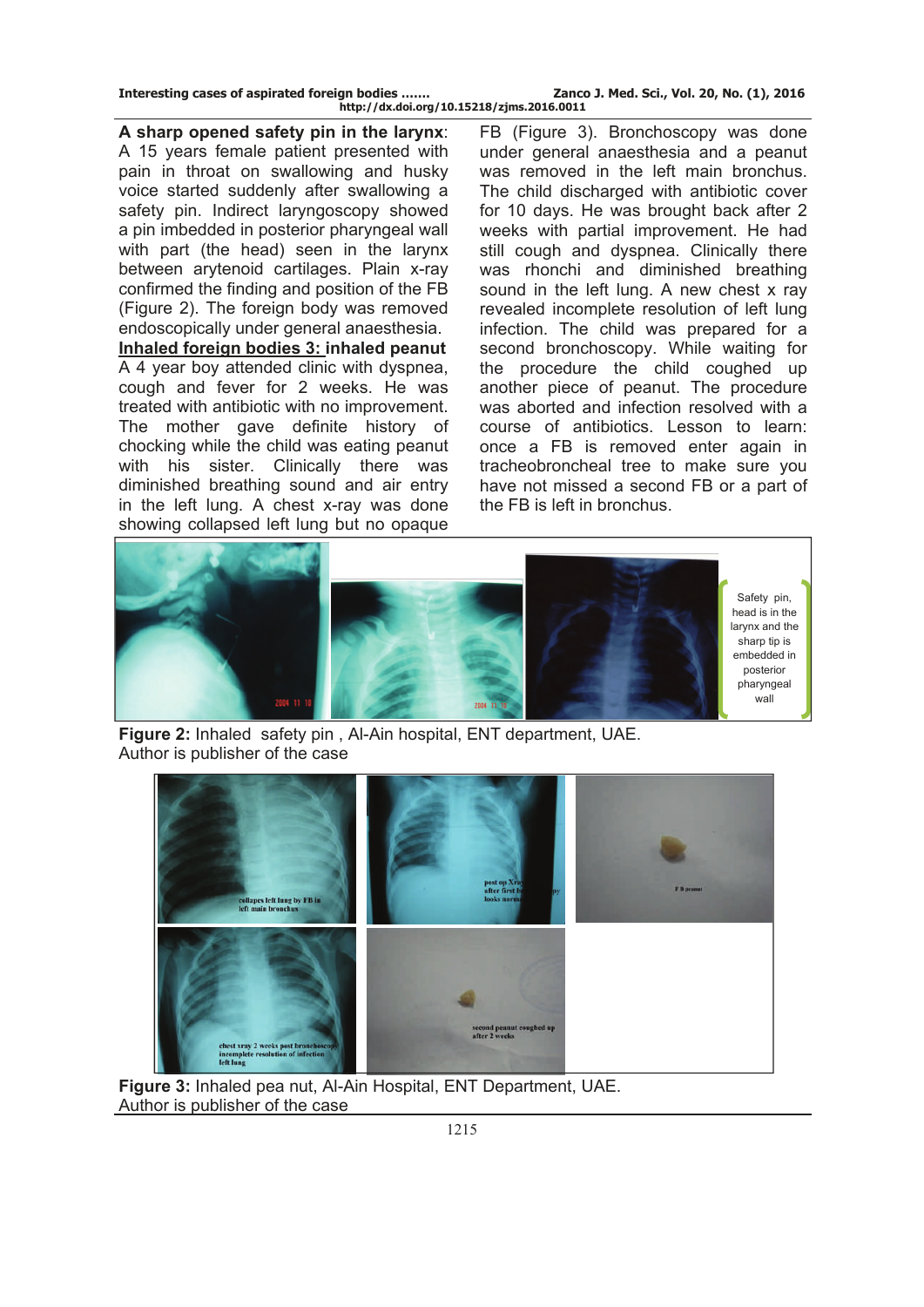**A sharp opened safety pin in the larynx**: A 15 years female patient presented with pain in throat on swallowing and husky voice started suddenly after swallowing a safety pin. Indirect laryngoscopy showed a pin imbedded in posterior pharyngeal wall with part (the head) seen in the larynx between arytenoid cartilages. Plain x-ray confirmed the finding and position of the FB (Figure 2). The foreign body was removed endoscopically under general anaesthesia.

**Inhaled foreign bodies 3: inhaled peanut**

A 4 year boy attended clinic with dyspnea, cough and fever for 2 weeks. He was treated with antibiotic with no improvement. The mother gave definite history of chocking while the child was eating peanut with his sister. Clinically there was diminished breathing sound and air entry in the left lung. A chest x-ray was done showing collapsed left lung but no opaque FB (Figure 3). Bronchoscopy was done under general anaesthesia and a peanut was removed in the left main bronchus. The child discharged with antibiotic cover for 10 days. He was brought back after 2 weeks with partial improvement. He had still cough and dyspnea. Clinically there was rhonchi and diminished breathing sound in the left lung. A new chest x ray revealed incomplete resolution of left lung infection. The child was prepared for a second bronchoscopy. While waiting for the procedure the child coughed up another piece of peanut. The procedure was aborted and infection resolved with a course of antibiotics. Lesson to learn: once a FB is removed enter again in tracheobroncheal tree to make sure you have not missed a second FB or a part of the FB is left in bronchus.

Safety pin, head is in the larynx and the sharp tip is embedded in posterior pharyngeal wall

**Figure 2:** Inhaled safety pin , Al-Ain hospital, ENT department, UAE. Author is publisher of the case

**Figure 3:** Inhaled pea nut, Al-Ain Hospital, ENT Department, UAE. Author is publisher of the case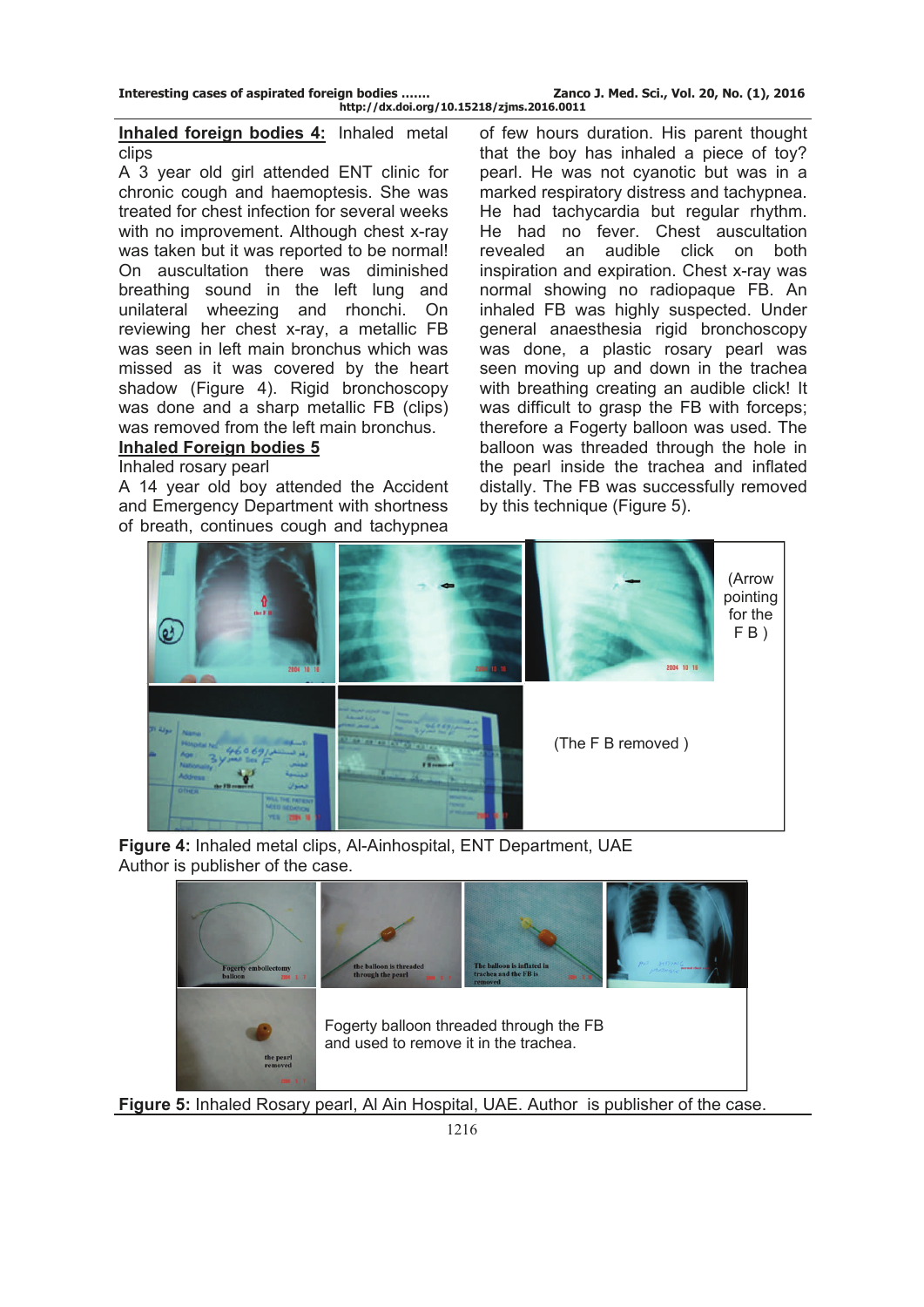**Inhaled foreign bodies 4:** Inhaled metal clips

A 3 year old girl attended ENT clinic for chronic cough and haemoptesis. She was treated for chest infection for several weeks with no improvement. Although chest x-ray was taken but it was reported to be normal! On auscultation there was diminished breathing sound in the left lung and unilateral wheezing and rhonchi. On reviewing her chest x-ray, a metallic FB was seen in left main bronchus which was missed as it was covered by the heart shadow (Figure 4). Rigid bronchoscopy was done and a sharp metallic FB (clips) was removed from the left main bronchus.

**Inhaled Foreign bodies 5**

Inhaled rosary pearl

A 14 year old boy attended the Accident and Emergency Department with shortness of breath, continues cough and tachypnea of few hours duration. His parent thought that the boy has inhaled a piece of toy? pearl. He was not cyanotic but was in a marked respiratory distress and tachypnea. He had tachycardia but regular rhythm. He had no fever. Chest auscultation revealed an audible click on both inspiration and expiration. Chest x-ray was normal showing no radiopaque FB. An inhaled FB was highly suspected. Under general anaesthesia rigid bronchoscopy was done, a plastic rosary pearl was seen moving up and down in the trachea with breathing creating an audible click! It was difficult to grasp the FB with forceps; therefore a Fogerty balloon was used. The balloon was threaded through the hole in the pearl inside the trachea and inflated distally. The FB was successfully removed by this technique (Figure 5).

(Arrow pointing for the F B )

(The F B removed )

**Figure 4:** Inhaled metal clips, Al-Ainhospital, ENT Department, UAE
Author is publisher of the case.

Fogerty balloon threaded through the FB and used to remove it in the trachea.

**Figure 5:** Inhaled Rosary pearl, Al Ain Hospital, UAE. Author is publisher of the case.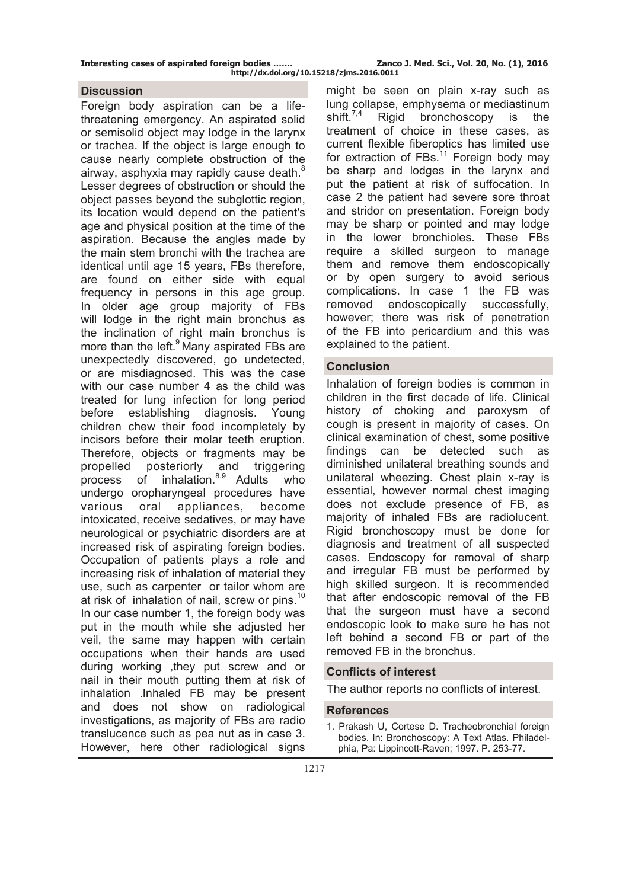## Discussion

Foreign body aspiration can be a life-threatening emergency. An aspirated solid or semisolid object may lodge in the larynx or trachea. If the object is large enough to cause nearly complete obstruction of the airway, asphyxia may rapidly cause death.[8] Lesser degrees of obstruction or should the object passes beyond the subglottic region, its location would depend on the patient's age and physical position at the time of the aspiration. Because the angles made by the main stem bronchi with the trachea are identical until age 15 years, FBs therefore, are found on either side with equal frequency in persons in this age group. In older age group majority of FBs will lodge in the right main bronchus as the inclination of right main bronchus is more than the left.[9] Many aspirated FBs are unexpectedly discovered, go undetected, or are misdiagnosed. This was the case with our case number 4 as the child was treated for lung infection for long period before establishing diagnosis. Young children chew their food incompletely by incisors before their molar teeth eruption. Therefore, objects or fragments may be propelled posteriorly and triggering process of inhalation.[8,9] Adults who undergo oropharyngeal procedures have various oral appliances, become intoxicated, receive sedatives, or may have neurological or psychiatric disorders are at increased risk of aspirating foreign bodies. Occupation of patients plays a role and increasing risk of inhalation of material they use, such as carpenter or tailor whom are at risk of inhalation of nail, screw or pins.[10] In our case number 1, the foreign body was put in the mouth while she adjusted her veil, the same may happen with certain occupations when their hands are used during working ,they put screw and or nail in their mouth putting them at risk of inhalation .Inhaled FB may be present and does not show on radiological investigations, as majority of FBs are radio translucence such as pea nut as in case 3. However, here other radiological signs might be seen on plain x-ray such as lung collapse, emphysema or mediastinum shift.[7,4] Rigid bronchoscopy is the treatment of choice in these cases, as current flexible fiberoptics has limited use for extraction of FBs.[11] Foreign body may be sharp and lodges in the larynx and put the patient at risk of suffocation. In case 2 the patient had severe sore throat and stridor on presentation. Foreign body may be sharp or pointed and may lodge in the lower bronchioles. These FBs require a skilled surgeon to manage them and remove them endoscopically or by open surgery to avoid serious complications. In case 1 the FB was removed endoscopically successfully, however; there was risk of penetration of the FB into pericardium and this was explained to the patient.

## Conclusion

Inhalation of foreign bodies is common in children in the first decade of life. Clinical history of choking and paroxysm of cough is present in majority of cases. On clinical examination of chest, some positive findings can be detected such as diminished unilateral breathing sounds and unilateral wheezing. Chest plain x-ray is essential, however normal chest imaging does not exclude presence of FB, as majority of inhaled FBs are radiolucent. Rigid bronchoscopy must be done for diagnosis and treatment of all suspected cases. Endoscopy for removal of sharp and irregular FB must be performed by high skilled surgeon. It is recommended that after endoscopic removal of the FB that the surgeon must have a second endoscopic look to make sure he has not left behind a second FB or part of the removed FB in the bronchus.

## Conflicts of interest

The author reports no conflicts of interest.

## References

1. Prakash U, Cortese D. Tracheobronchial foreign bodies. In: Bronchoscopy: A Text Atlas. Philadelphia, Pa: Lippincott-Raven; 1997. P. 253-77.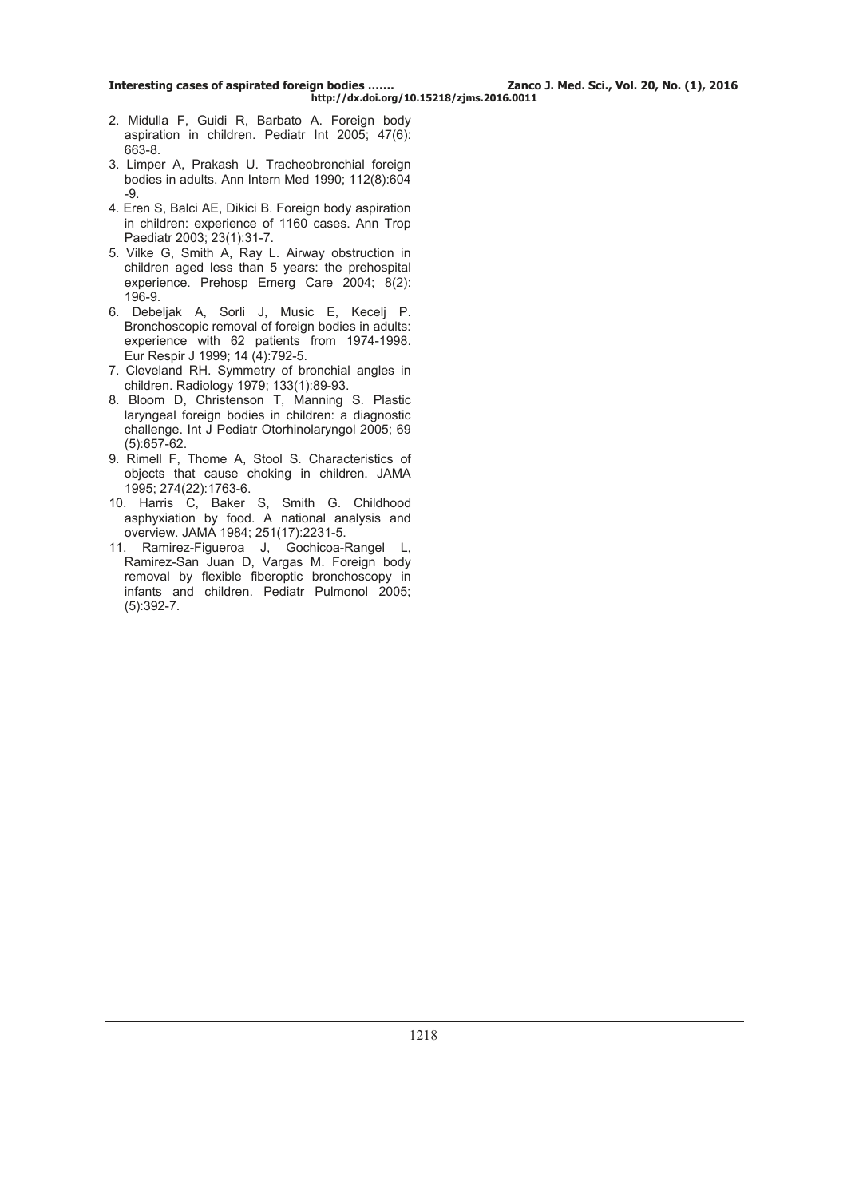2. Midulla F, Guidi R, Barbato A. Foreign body aspiration in children. Pediatr Int 2005; 47(6): 663-8.
3. Limper A, Prakash U. Tracheobronchial foreign bodies in adults. Ann Intern Med 1990; 112(8):604 -9.
4. Eren S, Balci AE, Dikici B. Foreign body aspiration in children: experience of 1160 cases. Ann Trop Paediatr 2003; 23(1):31-7.
5. Vilke G, Smith A, Ray L. Airway obstruction in children aged less than 5 years: the prehospital experience. Prehosp Emerg Care 2004; 8(2): 196-9.
6. Debeljak A, Sorli J, Music E, Kecelj P. Bronchoscopic removal of foreign bodies in adults: experience with 62 patients from 1974-1998. Eur Respir J 1999; 14 (4):792-5.
7. Cleveland RH. Symmetry of bronchial angles in children. Radiology 1979; 133(1):89-93.
8. Bloom D, Christenson T, Manning S. Plastic laryngeal foreign bodies in children: a diagnostic challenge. Int J Pediatr Otorhinolaryngol 2005; 69 (5):657-62.
9. Rimell F, Thome A, Stool S. Characteristics of objects that cause choking in children. JAMA 1995; 274(22):1763-6.
10. Harris C, Baker S, Smith G. Childhood asphyxiation by food. A national analysis and overview. JAMA 1984; 251(17):2231-5.
11. Ramirez-Figueroa J, Gochicoa-Rangel L, Ramirez-San Juan D, Vargas M. Foreign body removal by flexible fiberoptic bronchoscopy in infants and children. Pediatr Pulmonol 2005; (5):392-7.